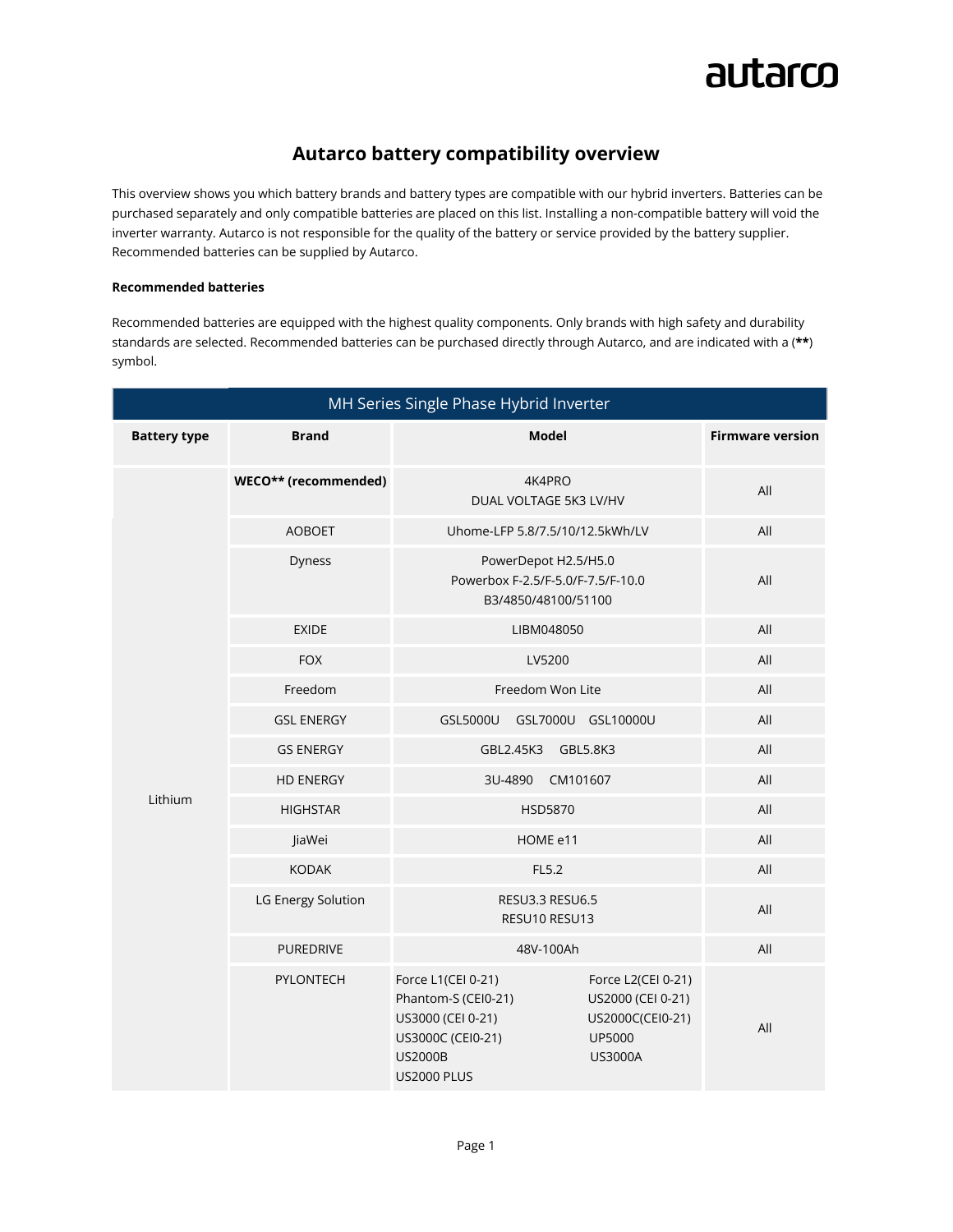# Autarco battery compatibility overview

This overview shows you which battery brands and battery types are compatible with our hybrid inverters. Batteries can be purchased separately and only compatible batteries are placed on this list. Installing a non-compatible battery will void the inverter warranty. Autarco is not responsible for the quality of the battery or service provided by the battery supplier. Recommended batteries can be supplied by Autarco.

**Recommended batteries**

Recommended batteries are equipped with the highest quality components. Only brands with high safety and durability standards are selected. Recommended batteries can be purchased directly through Autarco, and are indicated with a (**) symbol.

| MH Series Single Phase Hybrid Inverter | | | |
|---|---|---|---|
| **Battery type** | **Brand** | **Model** | **Firmware version** |
| Lithium | **WECO** (recommended)** | 4K4PRO<br>DUAL VOLTAGE 5K3 LV/HV | All |
| | AOBOET | Uhome-LFP 5.8/7.5/10/12.5kWh/LV | All |
| | Dyness | PowerDepot H2.5/H5.0<br>Powerbox F-2.5/F-5.0/F-7.5/F-10.0<br>B3/4850/48100/51100 | All |
| | EXIDE | LIBM048050 | All |
| | FOX | LV5200 | All |
| | Freedom | Freedom Won Lite | All |
| | GSL ENERGY | GSL5000U GSL7000U GSL10000U | All |
| | GS ENERGY | GBL2.45K3 GBL5.8K3 | All |
| | HD ENERGY | 3U-4890 CM101607 | All |
| | HIGHSTAR | HSD5870 | All |
| | JiaWei | HOME e11 | All |
| | KODAK | FL5.2 | All |
| | LG Energy Solution | RESU3.3 RESU6.5<br>RESU10 RESU13 | All |
| | PUREDRIVE | 48V-100Ah | All |
| | PYLONTECH | Force L1(CEI 0-21)<br>Force L2(CEI 0-21)<br>Phantom-S (CEI0-21)<br>US2000 (CEI 0-21)<br>US3000 (CEI 0-21)<br>US2000C(CEI0-21)<br>US3000C (CEI0-21)<br>UP5000<br>US2000B<br>US3000A<br>US2000 PLUS | All |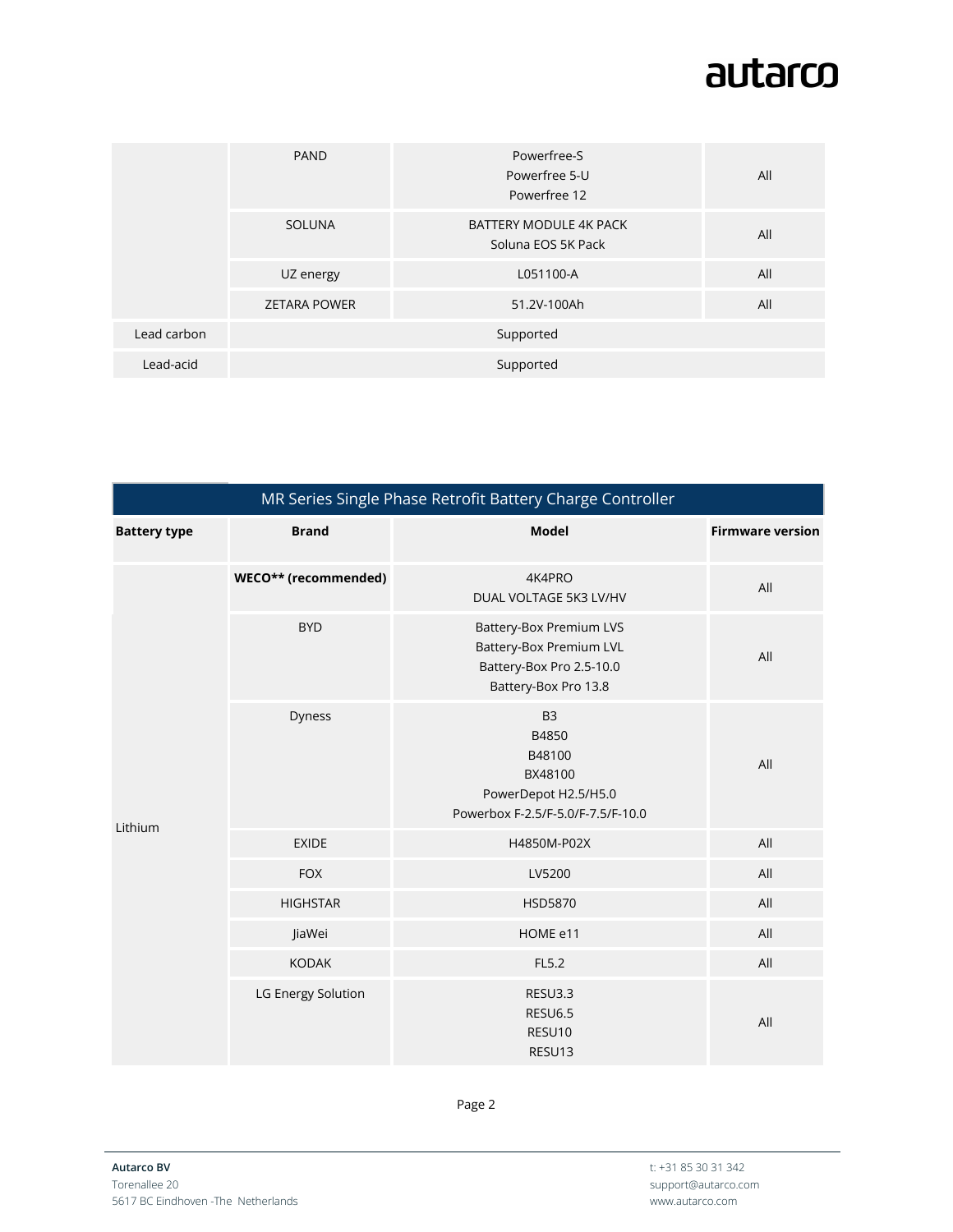| | | | |
|---|---|---|---|
| | PAND | Powerfree-S<br>Powerfree 5-U<br>Powerfree 12 | All |
| | SOLUNA | BATTERY MODULE 4K PACK<br>Soluna EOS 5K Pack | All |
| | UZ energy | L051100-A | All |
| | ZETARA POWER | 51.2V-100Ah | All |
| Lead carbon | Supported | | |
| Lead-acid | Supported | | |

| MR Series Single Phase Retrofit Battery Charge Controller | | | |
|---|---|---|---|
| **Battery type** | **Brand** | **Model** | **Firmware version** |
| Lithium | **WECO** (recommended)** | 4K4PRO<br>DUAL VOLTAGE 5K3 LV/HV | All |
| | BYD | Battery-Box Premium LVS<br>Battery-Box Premium LVL<br>Battery-Box Pro 2.5-10.0<br>Battery-Box Pro 13.8 | All |
| | Dyness | B3<br>B4850<br>B48100<br>BX48100<br>PowerDepot H2.5/H5.0<br>Powerbox F-2.5/F-5.0/F-7.5/F-10.0 | All |
| | EXIDE | H4850M-P02X | All |
| | FOX | LV5200 | All |
| | HIGHSTAR | HSD5870 | All |
| | JiaWei | HOME e11 | All |
| | KODAK | FL5.2 | All |
| | LG Energy Solution | RESU3.3<br>RESU6.5<br>RESU10<br>RESU13 | All |

**Autarco BV**
Torenallee 20
5617 BC Eindhoven -The Netherlands

t: +31 85 30 31 342
support@autarco.com
www.autarco.com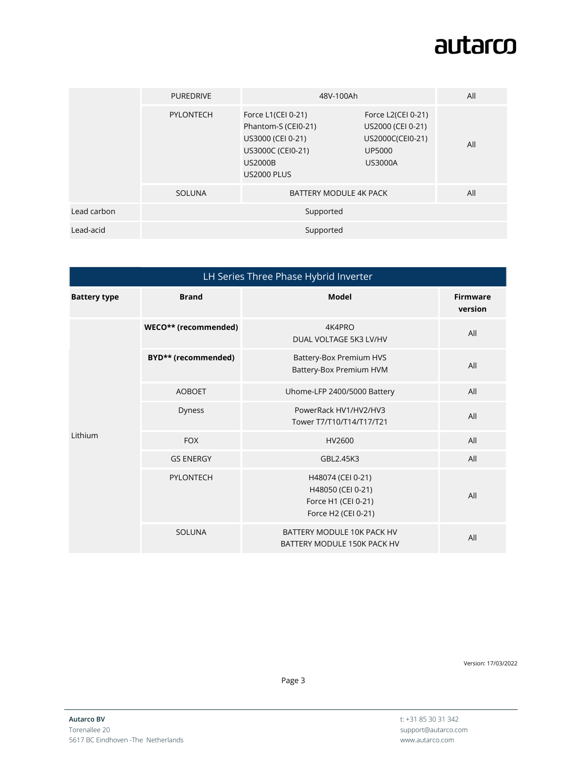| | | | |
|---|---|---|---|
| | PUREDRIVE | 48V-100Ah | All |
| | PYLONTECH | Force L1(CEI 0-21)<br>Force L2(CEI 0-21)<br>Phantom-S (CEI0-21)<br>US2000 (CEI 0-21)<br>US3000 (CEI 0-21)<br>US2000C(CEI0-21)<br>US3000C (CEI0-21)<br>UP5000<br>US2000B<br>US3000A<br>US2000 PLUS | All |
| | SOLUNA | BATTERY MODULE 4K PACK | All |
| Lead carbon | Supported | | |
| Lead-acid | Supported | | |

**LH Series Three Phase Hybrid Inverter**

| Battery type | Brand | Model | Firmware version |
|---|---|---|---|
| Lithium | **WECO** (recommended)** | 4K4PRO<br>DUAL VOLTAGE 5K3 LV/HV | All |
| | **BYD** (recommended)** | Battery-Box Premium HVS<br>Battery-Box Premium HVM | All |
| | AOBOET | Uhome-LFP 2400/5000 Battery | All |
| | Dyness | PowerRack HV1/HV2/HV3<br>Tower T7/T10/T14/T17/T21 | All |
| | FOX | HV2600 | All |
| | GS ENERGY | GBL2.45K3 | All |
| | PYLONTECH | H48074 (CEI 0-21)<br>H48050 (CEI 0-21)<br>Force H1 (CEI 0-21)<br>Force H2 (CEI 0-21) | All |
| | SOLUNA | BATTERY MODULE 10K PACK HV<br>BATTERY MODULE 150K PACK HV | All |

Version: 17/03/2022

**Autarco BV**
Torenallee 20
5617 BC Eindhoven -The Netherlands

t: +31 85 30 31 342
support@autarco.com
www.autarco.com